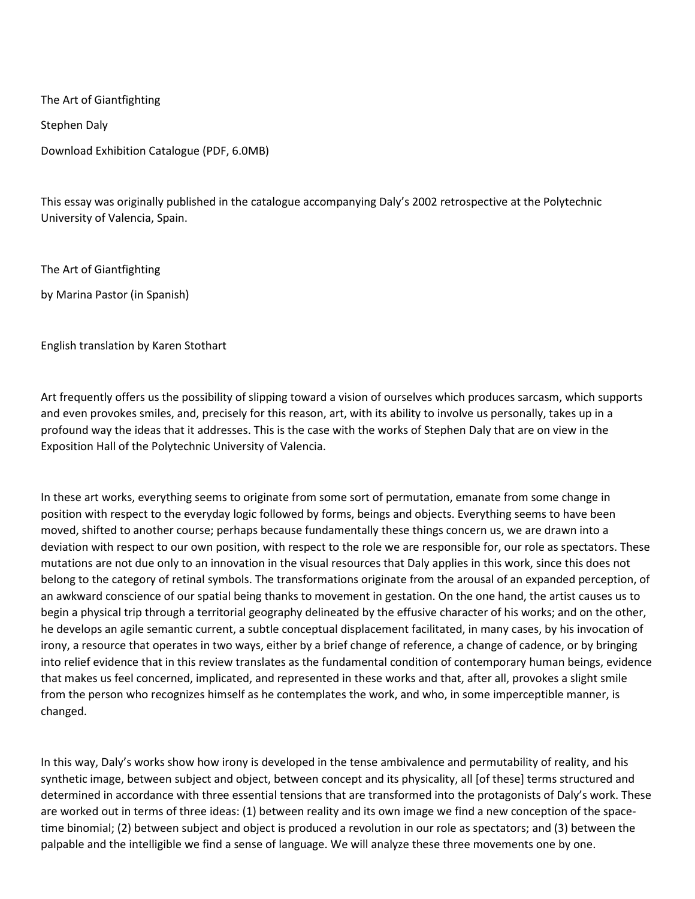# The Art of Giantfighting

Stephen Daly

Download Exhibition Catalogue (PDF, 6.0MB)

This essay was originally published in the catalogue accompanying Daly's 2002 retrospective at the Polytechnic University of Valencia, Spain.

## The Art of Giantfighting

by Marina Pastor (in Spanish)

English translation by Karen Stothart

Art frequently offers us the possibility of slipping toward a vision of ourselves which produces sarcasm, which supports and even provokes smiles, and, precisely for this reason, art, with its ability to involve us personally, takes up in a profound way the ideas that it addresses. This is the case with the works of Stephen Daly that are on view in the Exposition Hall of the Polytechnic University of Valencia.

In these art works, everything seems to originate from some sort of permutation, emanate from some change in position with respect to the everyday logic followed by forms, beings and objects. Everything seems to have been moved, shifted to another course; perhaps because fundamentally these things concern us, we are drawn into a deviation with respect to our own position, with respect to the role we are responsible for, our role as spectators. These mutations are not due only to an innovation in the visual resources that Daly applies in this work, since this does not belong to the category of retinal symbols. The transformations originate from the arousal of an expanded perception, of an awkward conscience of our spatial being thanks to movement in gestation. On the one hand, the artist causes us to begin a physical trip through a territorial geography delineated by the effusive character of his works; and on the other, he develops an agile semantic current, a subtle conceptual displacement facilitated, in many cases, by his invocation of irony, a resource that operates in two ways, either by a brief change of reference, a change of cadence, or by bringing into relief evidence that in this review translates as the fundamental condition of contemporary human beings, evidence that makes us feel concerned, implicated, and represented in these works and that, after all, provokes a slight smile from the person who recognizes himself as he contemplates the work, and who, in some imperceptible manner, is changed.

In this way, Daly's works show how irony is developed in the tense ambivalence and permutability of reality, and his synthetic image, between subject and object, between concept and its physicality, all [of these] terms structured and determined in accordance with three essential tensions that are transformed into the protagonists of Daly's work. These are worked out in terms of three ideas: (1) between reality and its own image we find a new conception of the space-time binomial; (2) between subject and object is produced a revolution in our role as spectators; and (3) between the palpable and the intelligible we find a sense of language. We will analyze these three movements one by one.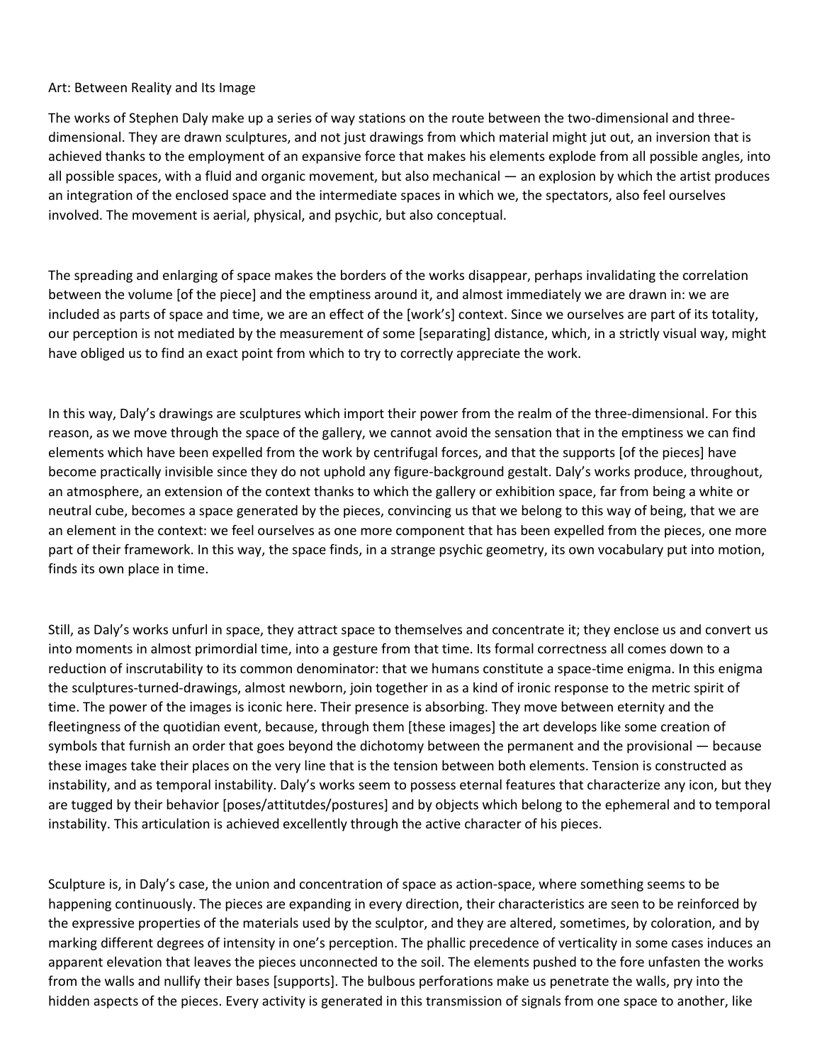Art: Between Reality and Its Image

The works of Stephen Daly make up a series of way stations on the route between the two-dimensional and three-dimensional. They are drawn sculptures, and not just drawings from which material might jut out, an inversion that is achieved thanks to the employment of an expansive force that makes his elements explode from all possible angles, into all possible spaces, with a fluid and organic movement, but also mechanical — an explosion by which the artist produces an integration of the enclosed space and the intermediate spaces in which we, the spectators, also feel ourselves involved. The movement is aerial, physical, and psychic, but also conceptual.

The spreading and enlarging of space makes the borders of the works disappear, perhaps invalidating the correlation between the volume [of the piece] and the emptiness around it, and almost immediately we are drawn in: we are included as parts of space and time, we are an effect of the [work's] context. Since we ourselves are part of its totality, our perception is not mediated by the measurement of some [separating] distance, which, in a strictly visual way, might have obliged us to find an exact point from which to try to correctly appreciate the work.

In this way, Daly's drawings are sculptures which import their power from the realm of the three-dimensional. For this reason, as we move through the space of the gallery, we cannot avoid the sensation that in the emptiness we can find elements which have been expelled from the work by centrifugal forces, and that the supports [of the pieces] have become practically invisible since they do not uphold any figure-background gestalt. Daly's works produce, throughout, an atmosphere, an extension of the context thanks to which the gallery or exhibition space, far from being a white or neutral cube, becomes a space generated by the pieces, convincing us that we belong to this way of being, that we are an element in the context: we feel ourselves as one more component that has been expelled from the pieces, one more part of their framework. In this way, the space finds, in a strange psychic geometry, its own vocabulary put into motion, finds its own place in time.

Still, as Daly's works unfurl in space, they attract space to themselves and concentrate it; they enclose us and convert us into moments in almost primordial time, into a gesture from that time. Its formal correctness all comes down to a reduction of inscrutability to its common denominator: that we humans constitute a space-time enigma. In this enigma the sculptures-turned-drawings, almost newborn, join together in as a kind of ironic response to the metric spirit of time. The power of the images is iconic here. Their presence is absorbing. They move between eternity and the fleetingness of the quotidian event, because, through them [these images] the art develops like some creation of symbols that furnish an order that goes beyond the dichotomy between the permanent and the provisional — because these images take their places on the very line that is the tension between both elements. Tension is constructed as instability, and as temporal instability. Daly's works seem to possess eternal features that characterize any icon, but they are tugged by their behavior [poses/attitutdes/postures] and by objects which belong to the ephemeral and to temporal instability. This articulation is achieved excellently through the active character of his pieces.

Sculpture is, in Daly's case, the union and concentration of space as action-space, where something seems to be happening continuously. The pieces are expanding in every direction, their characteristics are seen to be reinforced by the expressive properties of the materials used by the sculptor, and they are altered, sometimes, by coloration, and by marking different degrees of intensity in one's perception. The phallic precedence of verticality in some cases induces an apparent elevation that leaves the pieces unconnected to the soil. The elements pushed to the fore unfasten the works from the walls and nullify their bases [supports]. The bulbous perforations make us penetrate the walls, pry into the hidden aspects of the pieces. Every activity is generated in this transmission of signals from one space to another, like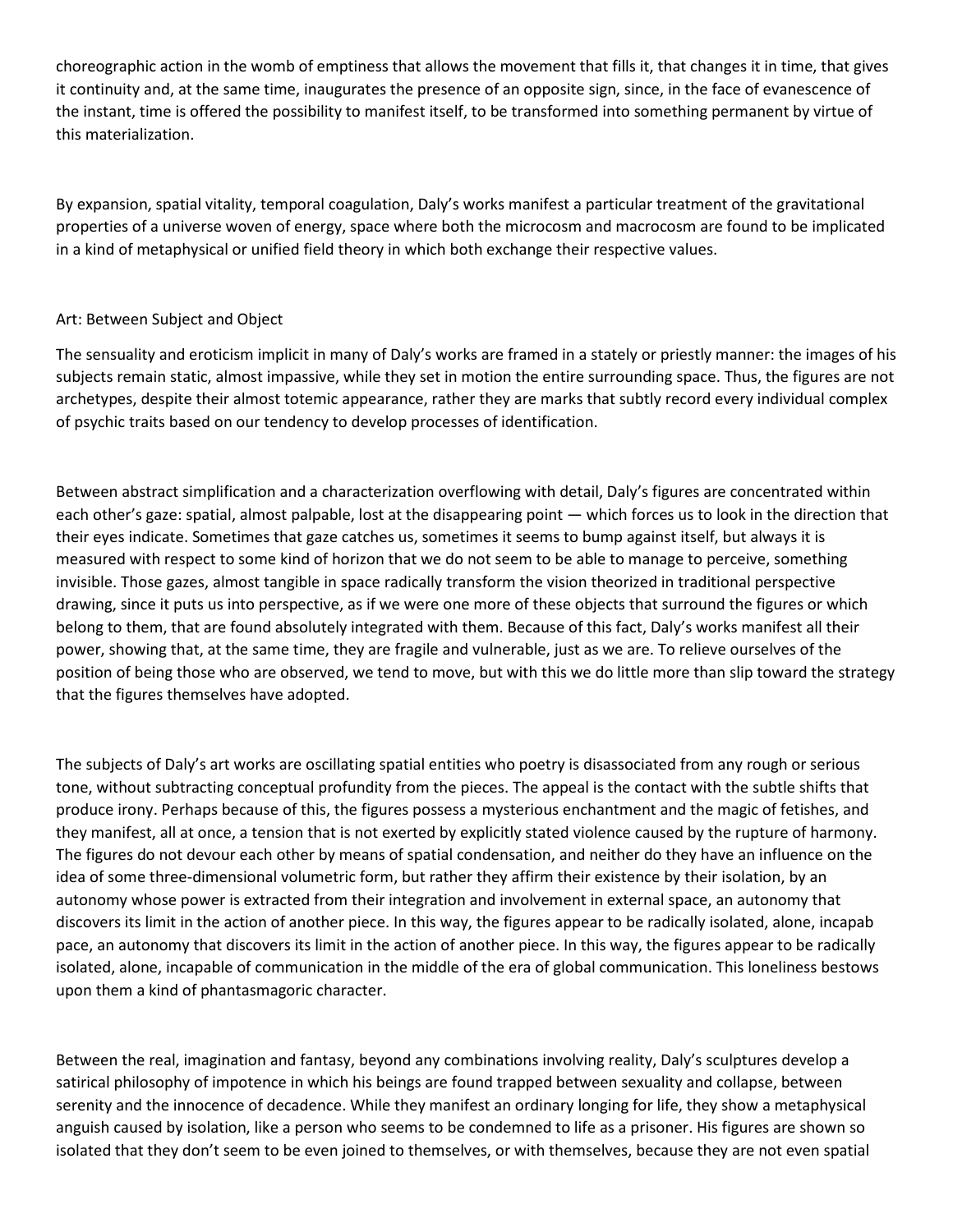choreographic action in the womb of emptiness that allows the movement that fills it, that changes it in time, that gives it continuity and, at the same time, inaugurates the presence of an opposite sign, since, in the face of evanescence of the instant, time is offered the possibility to manifest itself, to be transformed into something permanent by virtue of this materialization.

By expansion, spatial vitality, temporal coagulation, Daly's works manifest a particular treatment of the gravitational properties of a universe woven of energy, space where both the microcosm and macrocosm are found to be implicated in a kind of metaphysical or unified field theory in which both exchange their respective values.

## Art: Between Subject and Object

The sensuality and eroticism implicit in many of Daly's works are framed in a stately or priestly manner: the images of his subjects remain static, almost impassive, while they set in motion the entire surrounding space. Thus, the figures are not archetypes, despite their almost totemic appearance, rather they are marks that subtly record every individual complex of psychic traits based on our tendency to develop processes of identification.

Between abstract simplification and a characterization overflowing with detail, Daly's figures are concentrated within each other's gaze: spatial, almost palpable, lost at the disappearing point — which forces us to look in the direction that their eyes indicate. Sometimes that gaze catches us, sometimes it seems to bump against itself, but always it is measured with respect to some kind of horizon that we do not seem to be able to manage to perceive, something invisible. Those gazes, almost tangible in space radically transform the vision theorized in traditional perspective drawing, since it puts us into perspective, as if we were one more of these objects that surround the figures or which belong to them, that are found absolutely integrated with them. Because of this fact, Daly's works manifest all their power, showing that, at the same time, they are fragile and vulnerable, just as we are. To relieve ourselves of the position of being those who are observed, we tend to move, but with this we do little more than slip toward the strategy that the figures themselves have adopted.

The subjects of Daly's art works are oscillating spatial entities who poetry is disassociated from any rough or serious tone, without subtracting conceptual profundity from the pieces. The appeal is the contact with the subtle shifts that produce irony. Perhaps because of this, the figures possess a mysterious enchantment and the magic of fetishes, and they manifest, all at once, a tension that is not exerted by explicitly stated violence caused by the rupture of harmony. The figures do not devour each other by means of spatial condensation, and neither do they have an influence on the idea of some three-dimensional volumetric form, but rather they affirm their existence by their isolation, by an autonomy whose power is extracted from their integration and involvement in external space, an autonomy that discovers its limit in the action of another piece. In this way, the figures appear to be radically isolated, alone, incapab pace, an autonomy that discovers its limit in the action of another piece. In this way, the figures appear to be radically isolated, alone, incapable of communication in the middle of the era of global communication. This loneliness bestows upon them a kind of phantasmagoric character.

Between the real, imagination and fantasy, beyond any combinations involving reality, Daly's sculptures develop a satirical philosophy of impotence in which his beings are found trapped between sexuality and collapse, between serenity and the innocence of decadence. While they manifest an ordinary longing for life, they show a metaphysical anguish caused by isolation, like a person who seems to be condemned to life as a prisoner. His figures are shown so isolated that they don't seem to be even joined to themselves, or with themselves, because they are not even spatial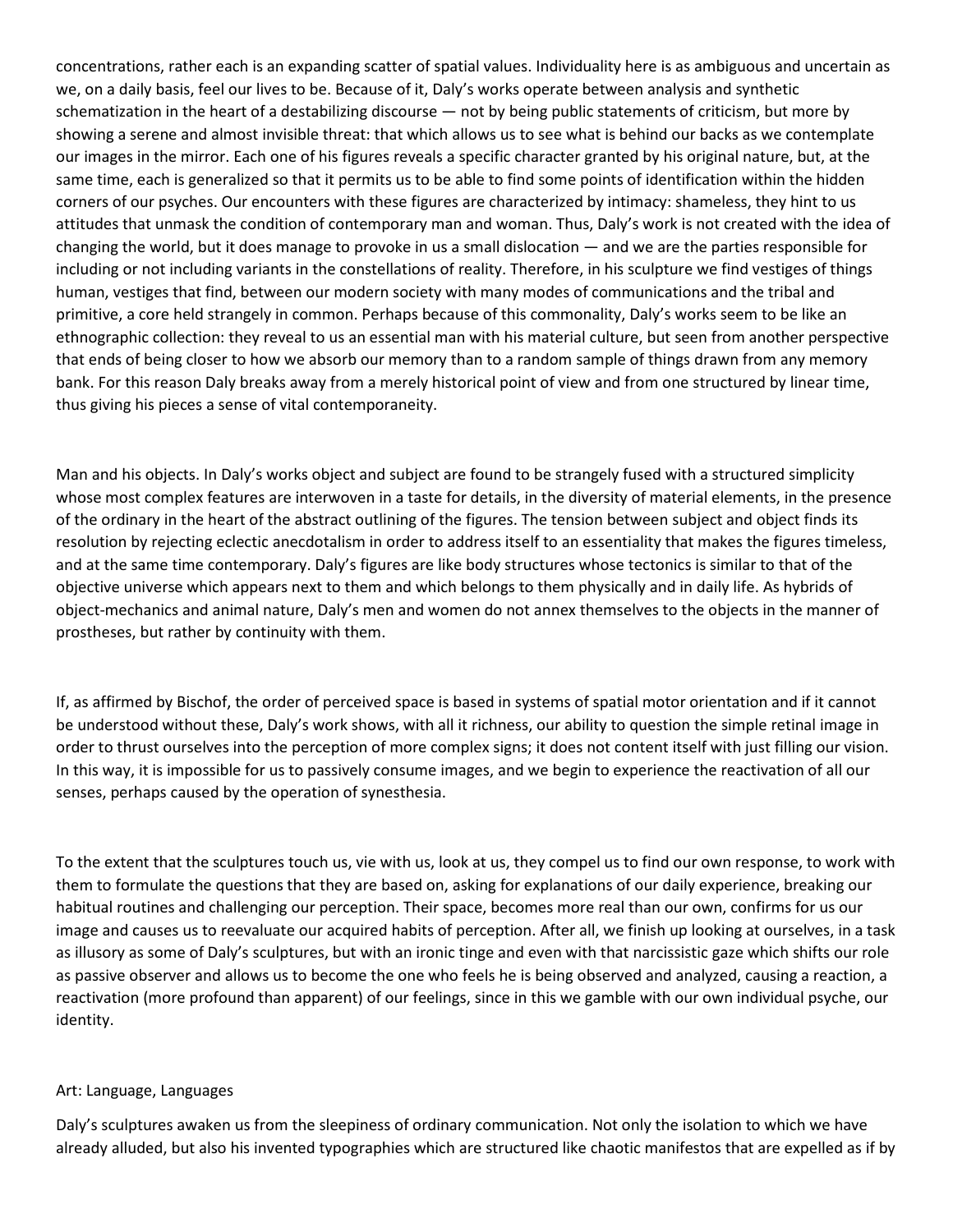concentrations, rather each is an expanding scatter of spatial values. Individuality here is as ambiguous and uncertain as we, on a daily basis, feel our lives to be. Because of it, Daly's works operate between analysis and synthetic schematization in the heart of a destabilizing discourse — not by being public statements of criticism, but more by showing a serene and almost invisible threat: that which allows us to see what is behind our backs as we contemplate our images in the mirror. Each one of his figures reveals a specific character granted by his original nature, but, at the same time, each is generalized so that it permits us to be able to find some points of identification within the hidden corners of our psyches. Our encounters with these figures are characterized by intimacy: shameless, they hint to us attitudes that unmask the condition of contemporary man and woman. Thus, Daly's work is not created with the idea of changing the world, but it does manage to provoke in us a small dislocation — and we are the parties responsible for including or not including variants in the constellations of reality. Therefore, in his sculpture we find vestiges of things human, vestiges that find, between our modern society with many modes of communications and the tribal and primitive, a core held strangely in common. Perhaps because of this commonality, Daly's works seem to be like an ethnographic collection: they reveal to us an essential man with his material culture, but seen from another perspective that ends of being closer to how we absorb our memory than to a random sample of things drawn from any memory bank. For this reason Daly breaks away from a merely historical point of view and from one structured by linear time, thus giving his pieces a sense of vital contemporaneity.

Man and his objects. In Daly's works object and subject are found to be strangely fused with a structured simplicity whose most complex features are interwoven in a taste for details, in the diversity of material elements, in the presence of the ordinary in the heart of the abstract outlining of the figures. The tension between subject and object finds its resolution by rejecting eclectic anecdotalism in order to address itself to an essentiality that makes the figures timeless, and at the same time contemporary. Daly's figures are like body structures whose tectonics is similar to that of the objective universe which appears next to them and which belongs to them physically and in daily life. As hybrids of object-mechanics and animal nature, Daly's men and women do not annex themselves to the objects in the manner of prostheses, but rather by continuity with them.

If, as affirmed by Bischof, the order of perceived space is based in systems of spatial motor orientation and if it cannot be understood without these, Daly's work shows, with all it richness, our ability to question the simple retinal image in order to thrust ourselves into the perception of more complex signs; it does not content itself with just filling our vision. In this way, it is impossible for us to passively consume images, and we begin to experience the reactivation of all our senses, perhaps caused by the operation of synesthesia.

To the extent that the sculptures touch us, vie with us, look at us, they compel us to find our own response, to work with them to formulate the questions that they are based on, asking for explanations of our daily experience, breaking our habitual routines and challenging our perception. Their space, becomes more real than our own, confirms for us our image and causes us to reevaluate our acquired habits of perception. After all, we finish up looking at ourselves, in a task as illusory as some of Daly's sculptures, but with an ironic tinge and even with that narcissistic gaze which shifts our role as passive observer and allows us to become the one who feels he is being observed and analyzed, causing a reaction, a reactivation (more profound than apparent) of our feelings, since in this we gamble with our own individual psyche, our identity.

## Art: Language, Languages

Daly's sculptures awaken us from the sleepiness of ordinary communication. Not only the isolation to which we have already alluded, but also his invented typographies which are structured like chaotic manifestos that are expelled as if by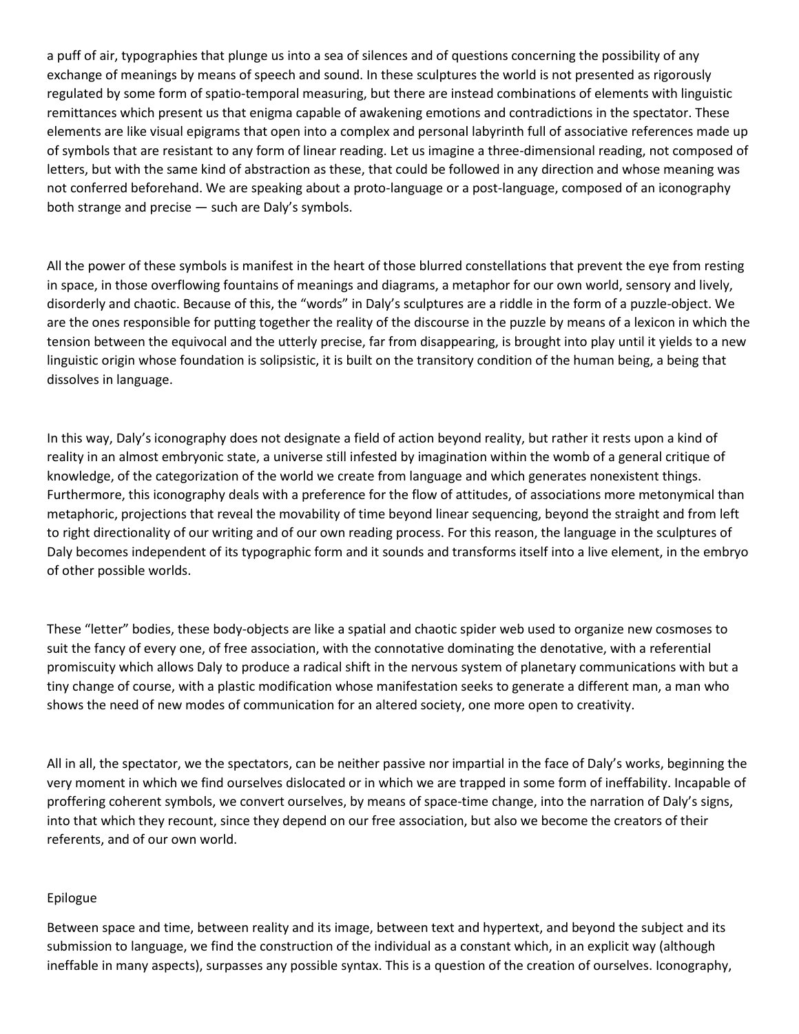a puff of air, typographies that plunge us into a sea of silences and of questions concerning the possibility of any exchange of meanings by means of speech and sound. In these sculptures the world is not presented as rigorously regulated by some form of spatio-temporal measuring, but there are instead combinations of elements with linguistic remittances which present us that enigma capable of awakening emotions and contradictions in the spectator. These elements are like visual epigrams that open into a complex and personal labyrinth full of associative references made up of symbols that are resistant to any form of linear reading. Let us imagine a three-dimensional reading, not composed of letters, but with the same kind of abstraction as these, that could be followed in any direction and whose meaning was not conferred beforehand. We are speaking about a proto-language or a post-language, composed of an iconography both strange and precise — such are Daly's symbols.

All the power of these symbols is manifest in the heart of those blurred constellations that prevent the eye from resting in space, in those overflowing fountains of meanings and diagrams, a metaphor for our own world, sensory and lively, disorderly and chaotic. Because of this, the "words" in Daly's sculptures are a riddle in the form of a puzzle-object. We are the ones responsible for putting together the reality of the discourse in the puzzle by means of a lexicon in which the tension between the equivocal and the utterly precise, far from disappearing, is brought into play until it yields to a new linguistic origin whose foundation is solipsistic, it is built on the transitory condition of the human being, a being that dissolves in language.

In this way, Daly's iconography does not designate a field of action beyond reality, but rather it rests upon a kind of reality in an almost embryonic state, a universe still infested by imagination within the womb of a general critique of knowledge, of the categorization of the world we create from language and which generates nonexistent things. Furthermore, this iconography deals with a preference for the flow of attitudes, of associations more metonymical than metaphoric, projections that reveal the movability of time beyond linear sequencing, beyond the straight and from left to right directionality of our writing and of our own reading process. For this reason, the language in the sculptures of Daly becomes independent of its typographic form and it sounds and transforms itself into a live element, in the embryo of other possible worlds.

These "letter" bodies, these body-objects are like a spatial and chaotic spider web used to organize new cosmoses to suit the fancy of every one, of free association, with the connotative dominating the denotative, with a referential promiscuity which allows Daly to produce a radical shift in the nervous system of planetary communications with but a tiny change of course, with a plastic modification whose manifestation seeks to generate a different man, a man who shows the need of new modes of communication for an altered society, one more open to creativity.

All in all, the spectator, we the spectators, can be neither passive nor impartial in the face of Daly's works, beginning the very moment in which we find ourselves dislocated or in which we are trapped in some form of ineffability. Incapable of proffering coherent symbols, we convert ourselves, by means of space-time change, into the narration of Daly's signs, into that which they recount, since they depend on our free association, but also we become the creators of their referents, and of our own world.

Epilogue

Between space and time, between reality and its image, between text and hypertext, and beyond the subject and its submission to language, we find the construction of the individual as a constant which, in an explicit way (although ineffable in many aspects), surpasses any possible syntax. This is a question of the creation of ourselves. Iconography,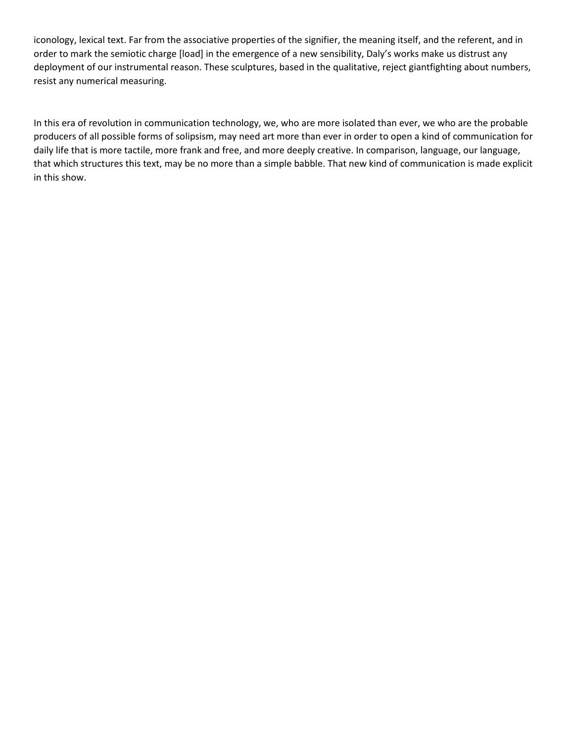iconology, lexical text. Far from the associative properties of the signifier, the meaning itself, and the referent, and in order to mark the semiotic charge [load] in the emergence of a new sensibility, Daly's works make us distrust any deployment of our instrumental reason. These sculptures, based in the qualitative, reject giantfighting about numbers, resist any numerical measuring.

In this era of revolution in communication technology, we, who are more isolated than ever, we who are the probable producers of all possible forms of solipsism, may need art more than ever in order to open a kind of communication for daily life that is more tactile, more frank and free, and more deeply creative. In comparison, language, our language, that which structures this text, may be no more than a simple babble. That new kind of communication is made explicit in this show.